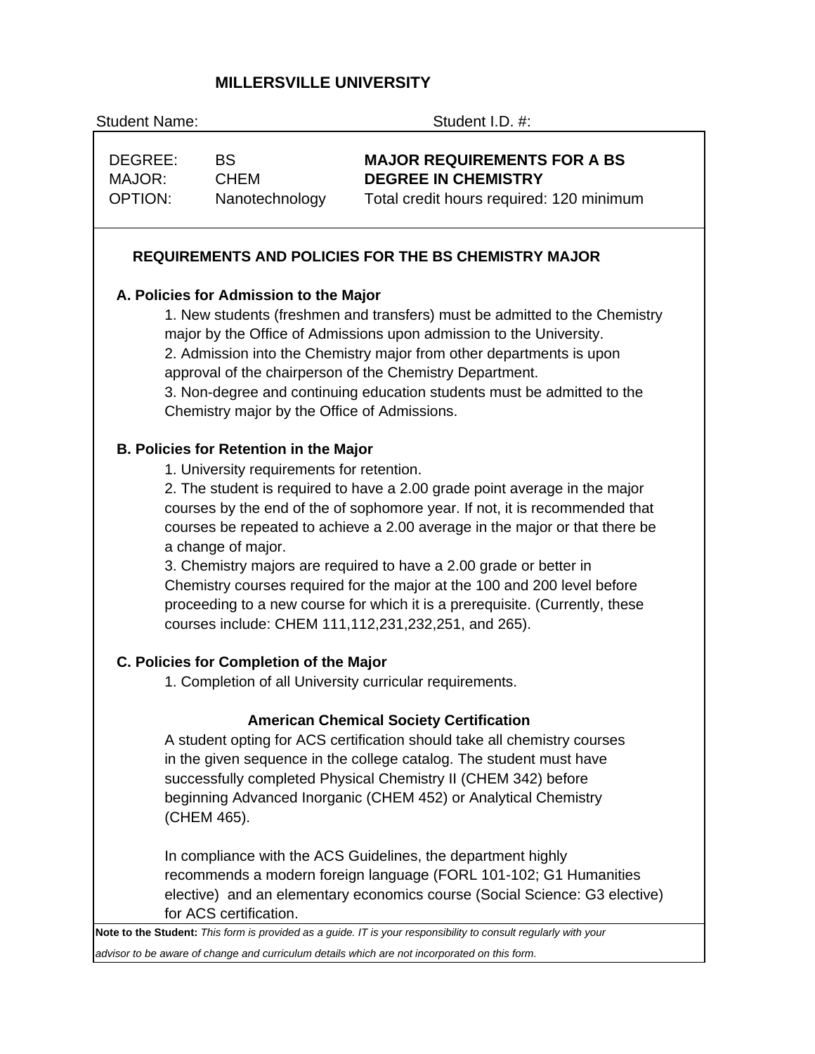# MILLERSVILLE UNIVERSITY

Student Name: Student I.D. #:

| DEGREE: | BS | **MAJOR REQUIREMENTS FOR A BS** |
| --- | --- | --- |
| MAJOR: | CHEM | **DEGREE IN CHEMISTRY** |
| OPTION: | Nanotechnology | Total credit hours required: 120 minimum |

## REQUIREMENTS AND POLICIES FOR THE BS CHEMISTRY MAJOR

### A. Policies for Admission to the Major

1. New students (freshmen and transfers) must be admitted to the Chemistry major by the Office of Admissions upon admission to the University.
2. Admission into the Chemistry major from other departments is upon approval of the chairperson of the Chemistry Department.
3. Non-degree and continuing education students must be admitted to the Chemistry major by the Office of Admissions.

### B. Policies for Retention in the Major

1. University requirements for retention.
2. The student is required to have a 2.00 grade point average in the major courses by the end of the of sophomore year. If not, it is recommended that courses be repeated to achieve a 2.00 average in the major or that there be a change of major.
3. Chemistry majors are required to have a 2.00 grade or better in Chemistry courses required for the major at the 100 and 200 level before proceeding to a new course for which it is a prerequisite. (Currently, these courses include: CHEM 111,112,231,232,251, and 265).

### C. Policies for Completion of the Major

1. Completion of all University curricular requirements.

### American Chemical Society Certification

A student opting for ACS certification should take all chemistry courses in the given sequence in the college catalog. The student must have successfully completed Physical Chemistry II (CHEM 342) before beginning Advanced Inorganic (CHEM 452) or Analytical Chemistry (CHEM 465).

In compliance with the ACS Guidelines, the department highly recommends a modern foreign language (FORL 101-102; G1 Humanities elective) and an elementary economics course (Social Science: G3 elective) for ACS certification.

**Note to the Student:** *This form is provided as a guide. IT is your responsibility to consult regularly with your advisor to be aware of change and curriculum details which are not incorporated on this form.*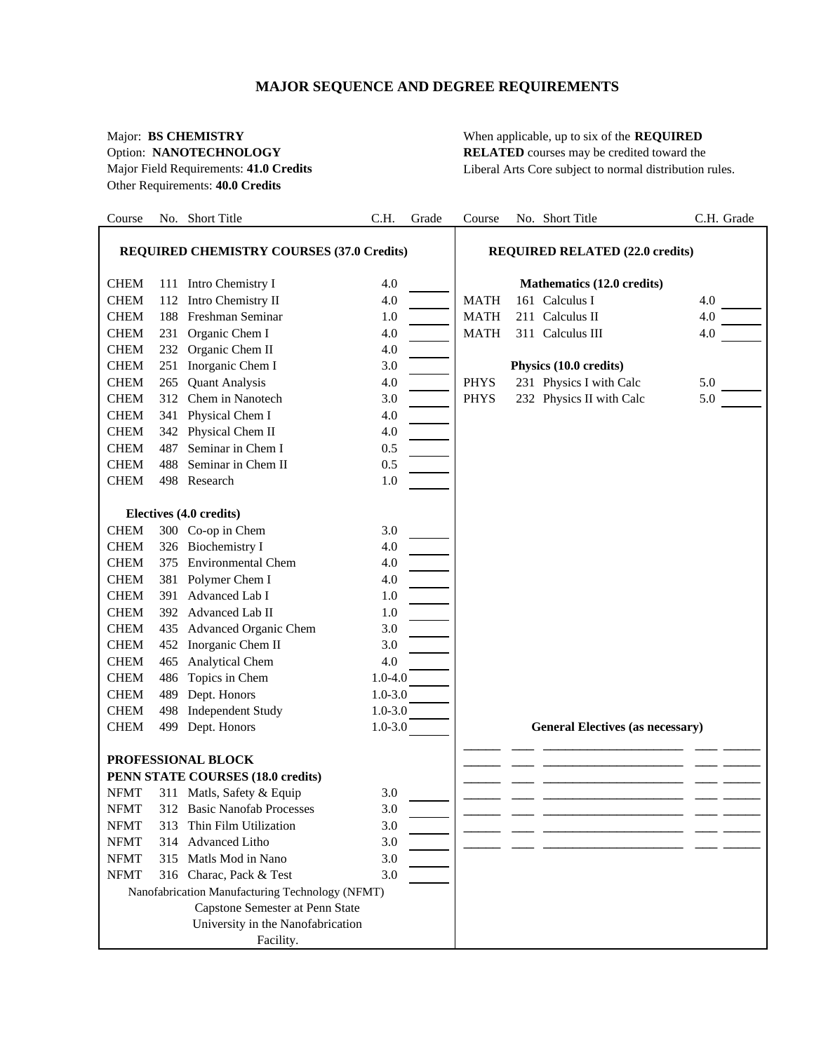# MAJOR SEQUENCE AND DEGREE REQUIREMENTS

Major: **BS CHEMISTRY**
Option: **NANOTECHNOLOGY**
Major Field Requirements: **41.0 Credits**
Other Requirements: **40.0 Credits**

When applicable, up to six of the **REQUIRED RELATED** courses may be credited toward the Liberal Arts Core subject to normal distribution rules.

## REQUIRED CHEMISTRY COURSES (37.0 Credits)

| Course | No. | Short Title | C.H. | Grade |
|---|---|---|---|---|
| CHEM | 111 | Intro Chemistry I | 4.0 | |
| CHEM | 112 | Intro Chemistry II | 4.0 | |
| CHEM | 188 | Freshman Seminar | 1.0 | |
| CHEM | 231 | Organic Chem I | 4.0 | |
| CHEM | 232 | Organic Chem II | 4.0 | |
| CHEM | 251 | Inorganic Chem I | 3.0 | |
| CHEM | 265 | Quant Analysis | 4.0 | |
| CHEM | 312 | Chem in Nanotech | 3.0 | |
| CHEM | 341 | Physical Chem I | 4.0 | |
| CHEM | 342 | Physical Chem II | 4.0 | |
| CHEM | 487 | Seminar in Chem I | 0.5 | |
| CHEM | 488 | Seminar in Chem II | 0.5 | |
| CHEM | 498 | Research | 1.0 | |

### Electives (4.0 credits)

| Course | No. | Short Title | C.H. | Grade |
|---|---|---|---|---|
| CHEM | 300 | Co-op in Chem | 3.0 | |
| CHEM | 326 | Biochemistry I | 4.0 | |
| CHEM | 375 | Environmental Chem | 4.0 | |
| CHEM | 381 | Polymer Chem I | 4.0 | |
| CHEM | 391 | Advanced Lab I | 1.0 | |
| CHEM | 392 | Advanced Lab II | 1.0 | |
| CHEM | 435 | Advanced Organic Chem | 3.0 | |
| CHEM | 452 | Inorganic Chem II | 3.0 | |
| CHEM | 465 | Analytical Chem | 4.0 | |
| CHEM | 486 | Topics in Chem | 1.0-4.0 | |
| CHEM | 489 | Dept. Honors | 1.0-3.0 | |
| CHEM | 498 | Independent Study | 1.0-3.0 | |
| CHEM | 499 | Dept. Honors | 1.0-3.0 | |

## PROFESSIONAL BLOCK
## PENN STATE COURSES (18.0 credits)

| Course | No. | Short Title | C.H. | Grade |
|---|---|---|---|---|
| NFMT | 311 | Matls, Safety & Equip | 3.0 | |
| NFMT | 312 | Basic Nanofab Processes | 3.0 | |
| NFMT | 313 | Thin Film Utilization | 3.0 | |
| NFMT | 314 | Advanced Litho | 3.0 | |
| NFMT | 315 | Matls Mod in Nano | 3.0 | |
| NFMT | 316 | Charac, Pack & Test | 3.0 | |

Nanofabrication Manufacturing Technology (NFMT) Capstone Semester at Penn State University in the Nanofabrication Facility.

## REQUIRED RELATED (22.0 credits)

### Mathematics (12.0 credits)

| Course | No. | Short Title | C.H. | Grade |
|---|---|---|---|---|
| MATH | 161 | Calculus I | 4.0 | |
| MATH | 211 | Calculus II | 4.0 | |
| MATH | 311 | Calculus III | 4.0 | |

### Physics (10.0 credits)

| Course | No. | Short Title | C.H. | Grade |
|---|---|---|---|---|
| PHYS | 231 | Physics I with Calc | 5.0 | |
| PHYS | 232 | Physics II with Calc | 5.0 | |

### General Electives (as necessary)

| Course | No. | Short Title | C.H. | Grade |
|---|---|---|---|---|
| | | | | |
| | | | | |
| | | | | |
| | | | | |
| | | | | |
| | | | | |
| | | | | |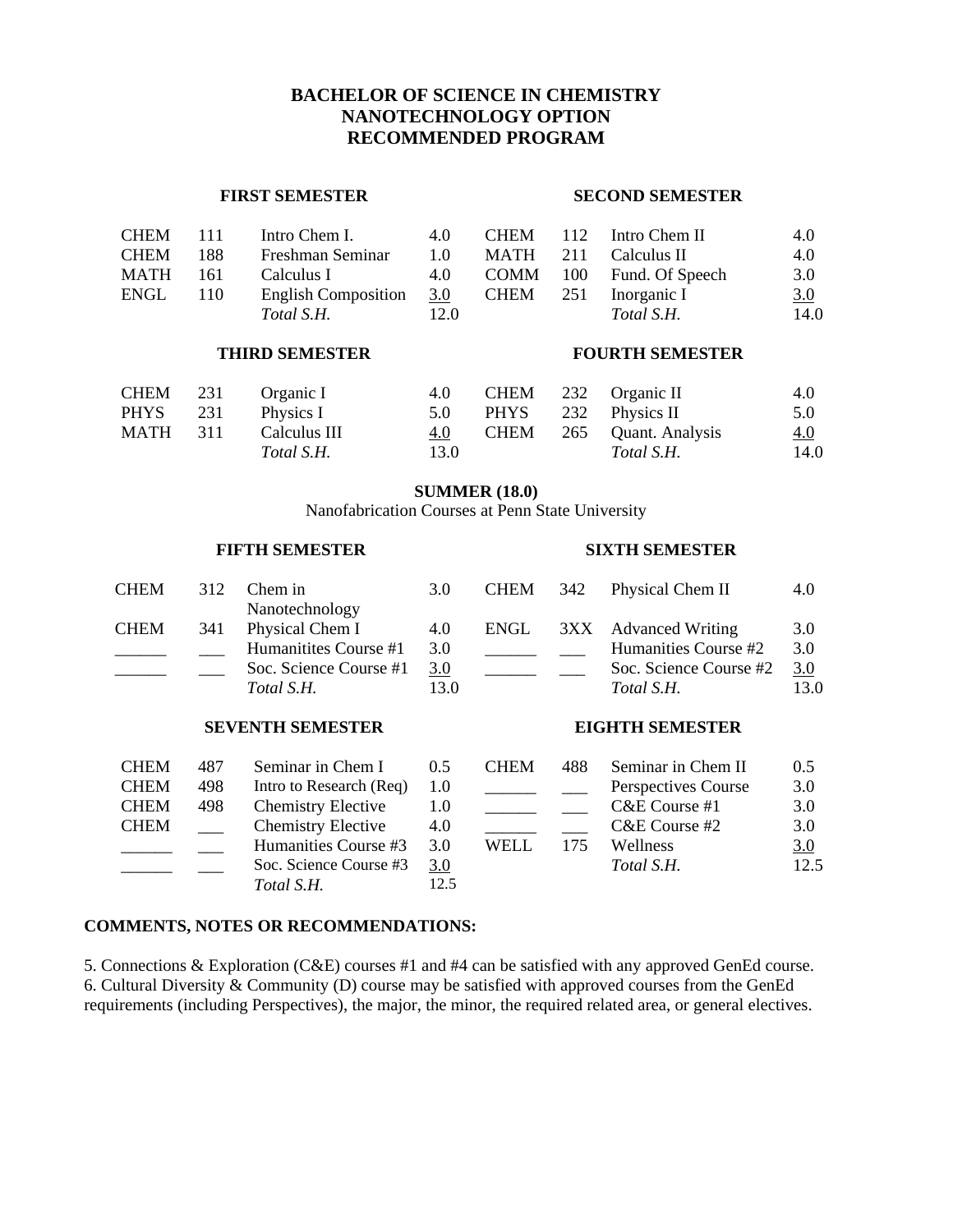# BACHELOR OF SCIENCE IN CHEMISTRY
# NANOTECHNOLOGY OPTION
# RECOMMENDED PROGRAM

### FIRST SEMESTER

| | | | |
|---|---|---|---|
| CHEM | 111 | Intro Chem I. | 4.0 |
| CHEM | 188 | Freshman Seminar | 1.0 |
| MATH | 161 | Calculus I | 4.0 |
| ENGL | 110 | English Composition | 3.0 |
| | | *Total S.H.* | 12.0 |

### SECOND SEMESTER

| | | | |
|---|---|---|---|
| CHEM | 112 | Intro Chem II | 4.0 |
| MATH | 211 | Calculus II | 4.0 |
| COMM | 100 | Fund. Of Speech | 3.0 |
| CHEM | 251 | Inorganic I | 3.0 |
| | | *Total S.H.* | 14.0 |

### THIRD SEMESTER

| | | | |
|---|---|---|---|
| CHEM | 231 | Organic I | 4.0 |
| PHYS | 231 | Physics I | 5.0 |
| MATH | 311 | Calculus III | 4.0 |
| | | *Total S.H.* | 13.0 |

### FOURTH SEMESTER

| | | | |
|---|---|---|---|
| CHEM | 232 | Organic II | 4.0 |
| PHYS | 232 | Physics II | 5.0 |
| CHEM | 265 | Quant. Analysis | 4.0 |
| | | *Total S.H.* | 14.0 |

### SUMMER (18.0)

Nanofabrication Courses at Penn State University

### FIFTH SEMESTER

| | | | |
|---|---|---|---|
| CHEM | 312 | Chem in Nanotechnology | 3.0 |
| CHEM | 341 | Physical Chem I | 4.0 |
| ______ | ___ | Humanitites Course #1 | 3.0 |
| ______ | ___ | Soc. Science Course #1 | 3.0 |
| | | *Total S.H.* | 13.0 |

### SIXTH SEMESTER

| | | | |
|---|---|---|---|
| CHEM | 342 | Physical Chem II | 4.0 |
| ENGL | 3XX | Advanced Writing | 3.0 |
| ______ | ___ | Humanitites Course #2 | 3.0 |
| ______ | ___ | Soc. Science Course #2 | 3.0 |
| | | *Total S.H.* | 13.0 |

### SEVENTH SEMESTER

| | | | |
|---|---|---|---|
| CHEM | 487 | Seminar in Chem I | 0.5 |
| CHEM | 498 | Intro to Research (Req) | 1.0 |
| CHEM | 498 | Chemistry Elective | 1.0 |
| CHEM | ___ | Chemistry Elective | 4.0 |
| ______ | ___ | Humanities Course #3 | 3.0 |
| ______ | ___ | Soc. Science Course #3 | 3.0 |
| | | *Total S.H.* | 12.5 |

### EIGHTH SEMESTER

| | | | |
|---|---|---|---|
| CHEM | 488 | Seminar in Chem II | 0.5 |
| ______ | ___ | Perspectives Course | 3.0 |
| ______ | ___ | C&E Course #1 | 3.0 |
| ______ | ___ | C&E Course #2 | 3.0 |
| WELL | 175 | Wellness | 3.0 |
| | | *Total S.H.* | 12.5 |

**COMMENTS, NOTES OR RECOMMENDATIONS:**

5. Connections & Exploration (C&E) courses #1 and #4 can be satisfied with any approved GenEd course.
6. Cultural Diversity & Community (D) course may be satisfied with approved courses from the GenEd requirements (including Perspectives), the major, the minor, the required related area, or general electives.